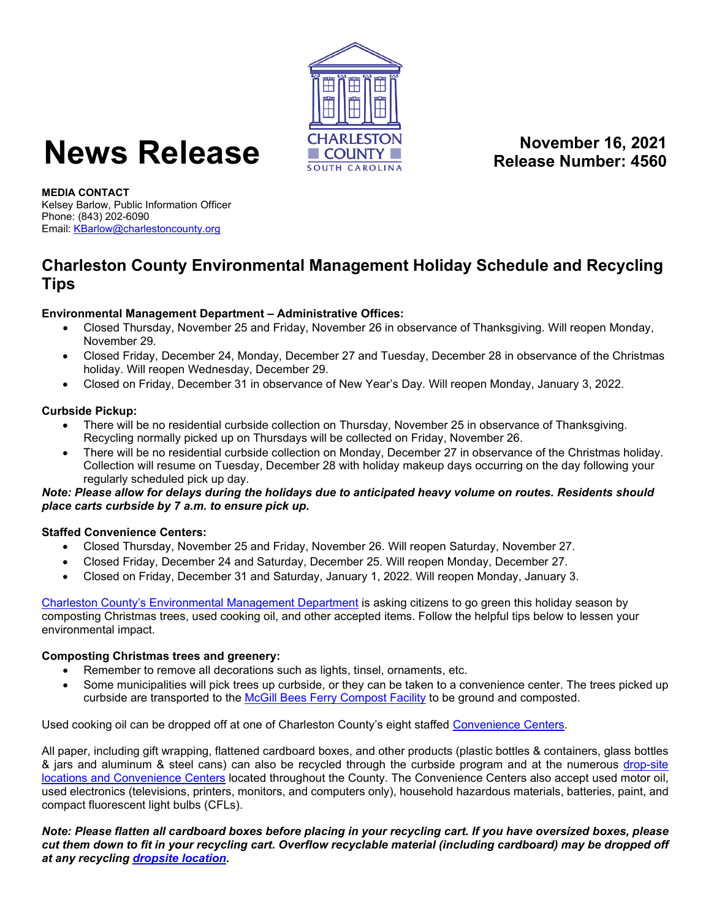# News Release

CHARLESTON COUNTY
SOUTH CAROLINA

**November 16, 2021**
**Release Number: 4560**

**MEDIA CONTACT**
Kelsey Barlow, Public Information Officer
Phone: (843) 202-6090
Email: KBarlow@charlestoncounty.org

## Charleston County Environmental Management Holiday Schedule and Recycling Tips

**Environmental Management Department – Administrative Offices:**

- Closed Thursday, November 25 and Friday, November 26 in observance of Thanksgiving. Will reopen Monday, November 29.
- Closed Friday, December 24, Monday, December 27 and Tuesday, December 28 in observance of the Christmas holiday. Will reopen Wednesday, December 29.
- Closed on Friday, December 31 in observance of New Year's Day. Will reopen Monday, January 3, 2022.

**Curbside Pickup:**

- There will be no residential curbside collection on Thursday, November 25 in observance of Thanksgiving. Recycling normally picked up on Thursdays will be collected on Friday, November 26.
- There will be no residential curbside collection on Monday, December 27 in observance of the Christmas holiday. Collection will resume on Tuesday, December 28 with holiday makeup days occurring on the day following your regularly scheduled pick up day.

***Note: Please allow for delays during the holidays due to anticipated heavy volume on routes. Residents should place carts curbside by 7 a.m. to ensure pick up.***

**Staffed Convenience Centers:**

- Closed Thursday, November 25 and Friday, November 26. Will reopen Saturday, November 27.
- Closed Friday, December 24 and Saturday, December 25. Will reopen Monday, December 27.
- Closed on Friday, December 31 and Saturday, January 1, 2022. Will reopen Monday, January 3.

Charleston County's Environmental Management Department is asking citizens to go green this holiday season by composting Christmas trees, used cooking oil, and other accepted items. Follow the helpful tips below to lessen your environmental impact.

**Composting Christmas trees and greenery:**

- Remember to remove all decorations such as lights, tinsel, ornaments, etc.
- Some municipalities will pick trees up curbside, or they can be taken to a convenience center. The trees picked up curbside are transported to the McGill Bees Ferry Compost Facility to be ground and composted.

Used cooking oil can be dropped off at one of Charleston County's eight staffed Convenience Centers.

All paper, including gift wrapping, flattened cardboard boxes, and other products (plastic bottles & containers, glass bottles & jars and aluminum & steel cans) can also be recycled through the curbside program and at the numerous drop-site locations and Convenience Centers located throughout the County. The Convenience Centers also accept used motor oil, used electronics (televisions, printers, monitors, and computers only), household hazardous materials, batteries, paint, and compact fluorescent light bulbs (CFLs).

***Note: Please flatten all cardboard boxes before placing in your recycling cart. If you have oversized boxes, please cut them down to fit in your recycling cart. Overflow recyclable material (including cardboard) may be dropped off at any recycling dropsite location.***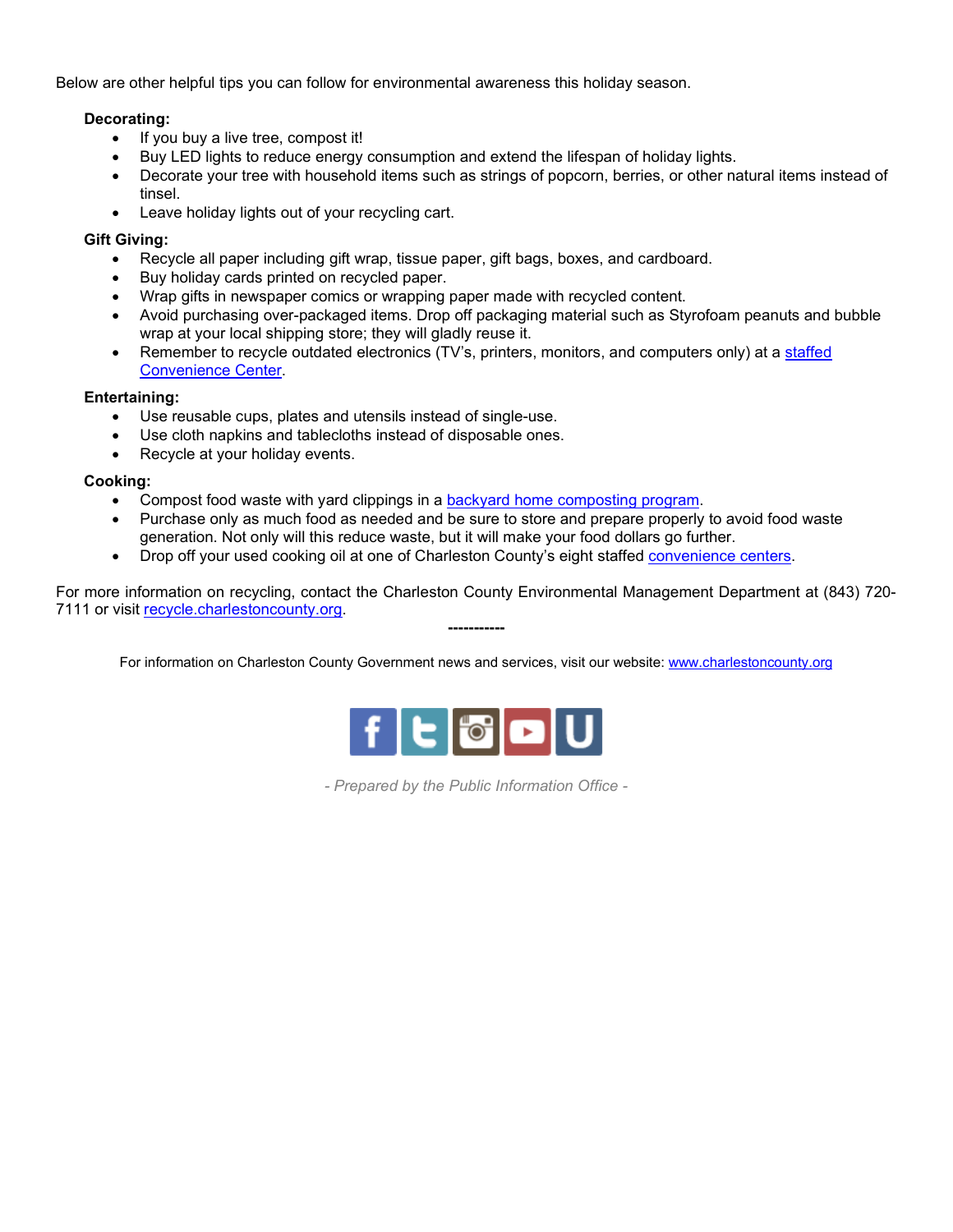Below are other helpful tips you can follow for environmental awareness this holiday season.

**Decorating:**

- If you buy a live tree, compost it!
- Buy LED lights to reduce energy consumption and extend the lifespan of holiday lights.
- Decorate your tree with household items such as strings of popcorn, berries, or other natural items instead of tinsel.
- Leave holiday lights out of your recycling cart.

**Gift Giving:**

- Recycle all paper including gift wrap, tissue paper, gift bags, boxes, and cardboard.
- Buy holiday cards printed on recycled paper.
- Wrap gifts in newspaper comics or wrapping paper made with recycled content.
- Avoid purchasing over-packaged items. Drop off packaging material such as Styrofoam peanuts and bubble wrap at your local shipping store; they will gladly reuse it.
- Remember to recycle outdated electronics (TV's, printers, monitors, and computers only) at a staffed Convenience Center.

**Entertaining:**

- Use reusable cups, plates and utensils instead of single-use.
- Use cloth napkins and tablecloths instead of disposable ones.
- Recycle at your holiday events.

**Cooking:**

- Compost food waste with yard clippings in a backyard home composting program.
- Purchase only as much food as needed and be sure to store and prepare properly to avoid food waste generation. Not only will this reduce waste, but it will make your food dollars go further.
- Drop off your used cooking oil at one of Charleston County's eight staffed convenience centers.

For more information on recycling, contact the Charleston County Environmental Management Department at (843) 720-7111 or visit recycle.charlestoncounty.org.

-----------

For information on Charleston County Government news and services, visit our website: www.charlestoncounty.org

*- Prepared by the Public Information Office -*